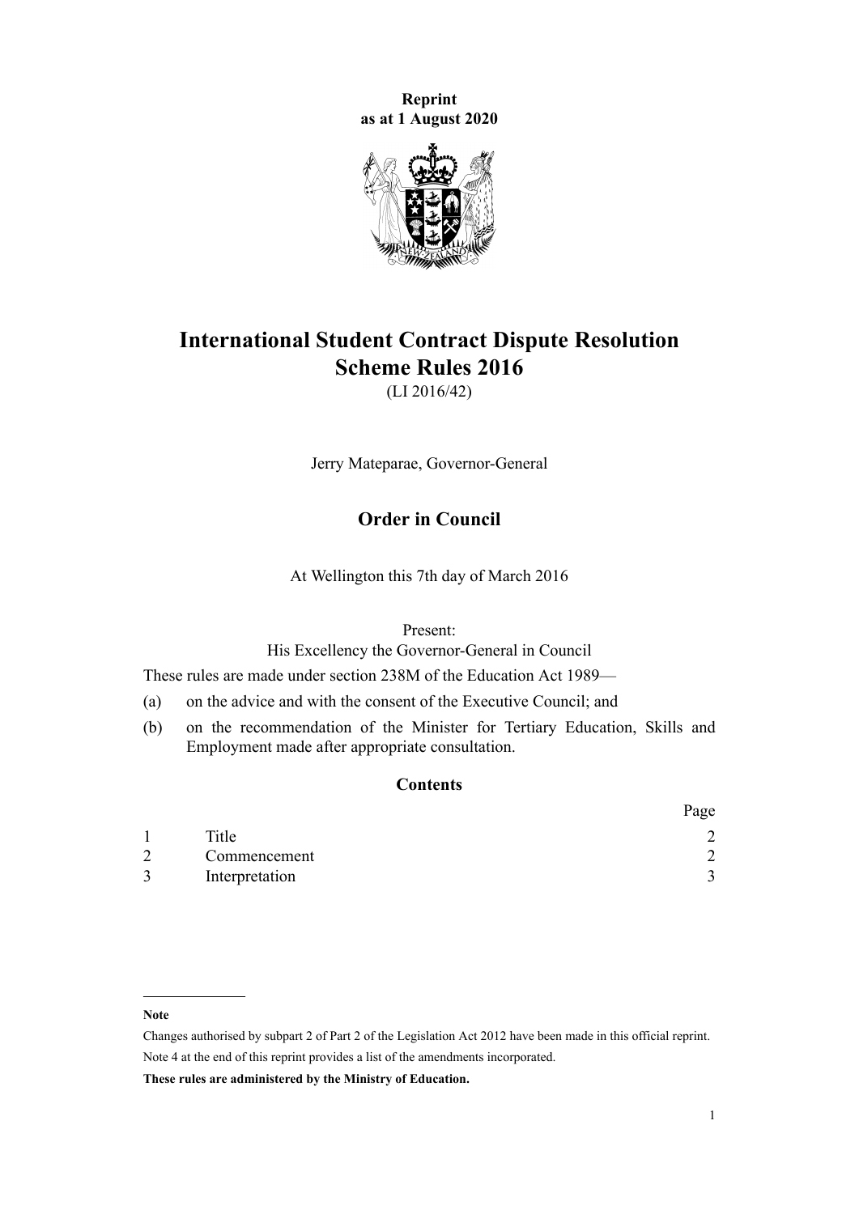**Reprint**
**as at 1 August 2020**

# International Student Contract Dispute Resolution Scheme Rules 2016

(LI 2016/42)

Jerry Mateparae, Governor-General

## Order in Council

At Wellington this 7th day of March 2016

Present:
His Excellency the Governor-General in Council

These rules are made under section 238M of the Education Act 1989—

(a) on the advice and with the consent of the Executive Council; and

(b) on the recommendation of the Minister for Tertiary Education, Skills and Employment made after appropriate consultation.

### Contents

| | | Page |
|---|---|---|
| 1 | Title | 2 |
| 2 | Commencement | 2 |
| 3 | Interpretation | 3 |

---

**Note**

Changes authorised by subpart 2 of Part 2 of the Legislation Act 2012 have been made in this official reprint.

Note 4 at the end of this reprint provides a list of the amendments incorporated.

**These rules are administered by the Ministry of Education.**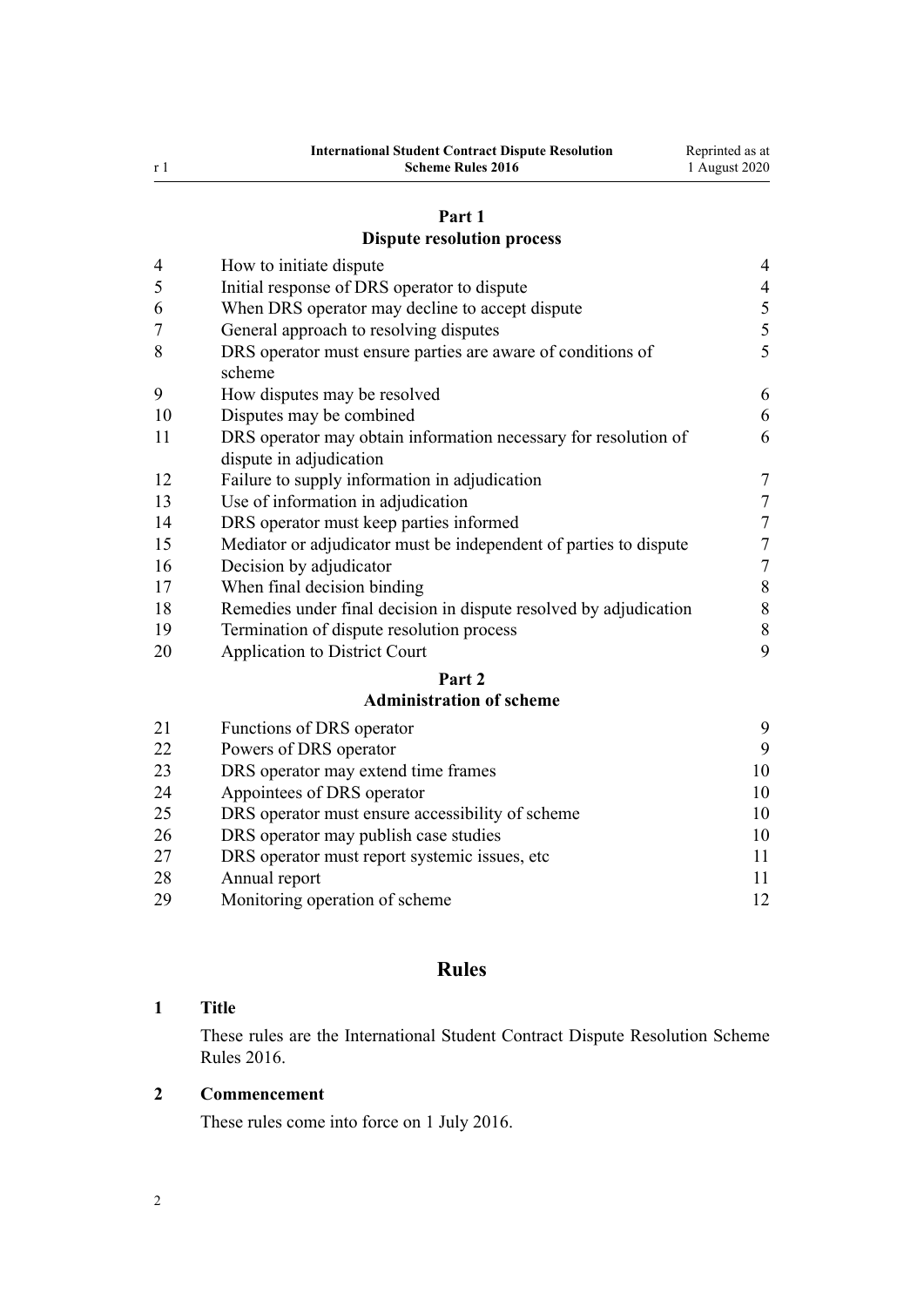## Part 1
## Dispute resolution process

| | | |
|---|---|---|
| 4 | How to initiate dispute | 4 |
| 5 | Initial response of DRS operator to dispute | 4 |
| 6 | When DRS operator may decline to accept dispute | 5 |
| 7 | General approach to resolving disputes | 5 |
| 8 | DRS operator must ensure parties are aware of conditions of scheme | 5 |
| 9 | How disputes may be resolved | 6 |
| 10 | Disputes may be combined | 6 |
| 11 | DRS operator may obtain information necessary for resolution of dispute in adjudication | 6 |
| 12 | Failure to supply information in adjudication | 7 |
| 13 | Use of information in adjudication | 7 |
| 14 | DRS operator must keep parties informed | 7 |
| 15 | Mediator or adjudicator must be independent of parties to dispute | 7 |
| 16 | Decision by adjudicator | 7 |
| 17 | When final decision binding | 8 |
| 18 | Remedies under final decision in dispute resolved by adjudication | 8 |
| 19 | Termination of dispute resolution process | 8 |
| 20 | Application to District Court | 9 |

## Part 2
## Administration of scheme

| | | |
|---|---|---|
| 21 | Functions of DRS operator | 9 |
| 22 | Powers of DRS operator | 9 |
| 23 | DRS operator may extend time frames | 10 |
| 24 | Appointees of DRS operator | 10 |
| 25 | DRS operator must ensure accessibility of scheme | 10 |
| 26 | DRS operator may publish case studies | 10 |
| 27 | DRS operator must report systemic issues, etc | 11 |
| 28 | Annual report | 11 |
| 29 | Monitoring operation of scheme | 12 |

# Rules

### 1 Title

These rules are the International Student Contract Dispute Resolution Scheme Rules 2016.

### 2 Commencement

These rules come into force on 1 July 2016.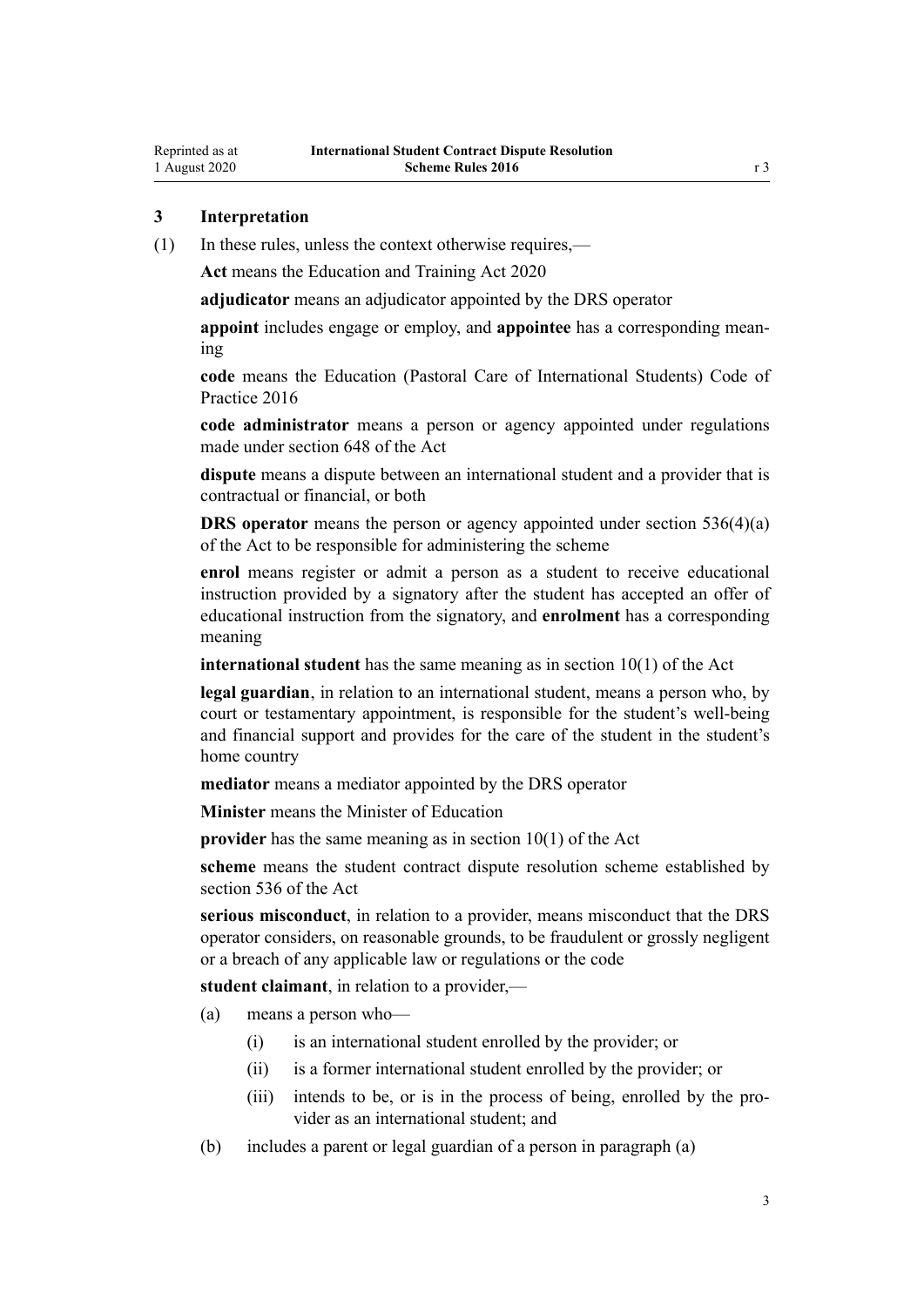## 3 Interpretation

(1) In these rules, unless the context otherwise requires,—

**Act** means the Education and Training Act 2020

**adjudicator** means an adjudicator appointed by the DRS operator

**appoint** includes engage or employ, and **appointee** has a corresponding meaning

**code** means the Education (Pastoral Care of International Students) Code of Practice 2016

**code administrator** means a person or agency appointed under regulations made under section 648 of the Act

**dispute** means a dispute between an international student and a provider that is contractual or financial, or both

**DRS operator** means the person or agency appointed under section 536(4)(a) of the Act to be responsible for administering the scheme

**enrol** means register or admit a person as a student to receive educational instruction provided by a signatory after the student has accepted an offer of educational instruction from the signatory, and **enrolment** has a corresponding meaning

**international student** has the same meaning as in section 10(1) of the Act

**legal guardian**, in relation to an international student, means a person who, by court or testamentary appointment, is responsible for the student's well-being and financial support and provides for the care of the student in the student's home country

**mediator** means a mediator appointed by the DRS operator

**Minister** means the Minister of Education

**provider** has the same meaning as in section 10(1) of the Act

**scheme** means the student contract dispute resolution scheme established by section 536 of the Act

**serious misconduct**, in relation to a provider, means misconduct that the DRS operator considers, on reasonable grounds, to be fraudulent or grossly negligent or a breach of any applicable law or regulations or the code

**student claimant**, in relation to a provider,—

- (a) means a person who—
  - (i) is an international student enrolled by the provider; or
  - (ii) is a former international student enrolled by the provider; or
  - (iii) intends to be, or is in the process of being, enrolled by the provider as an international student; and
- (b) includes a parent or legal guardian of a person in paragraph (a)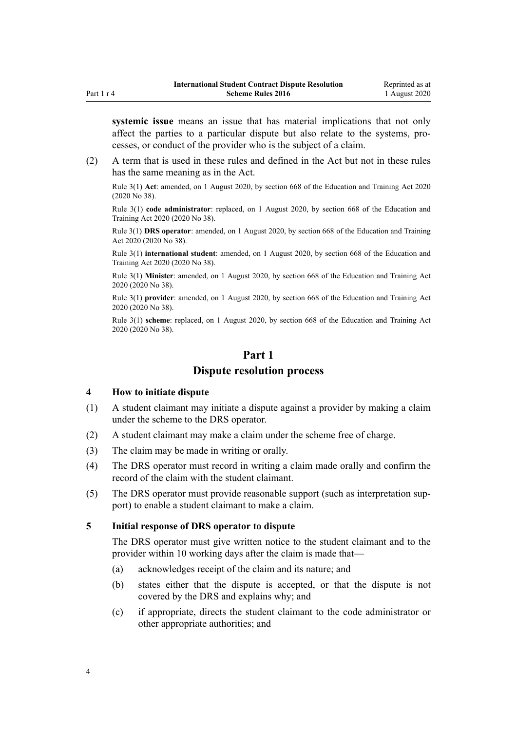**systemic issue** means an issue that has material implications that not only affect the parties to a particular dispute but also relate to the systems, processes, or conduct of the provider who is the subject of a claim.

(2) A term that is used in these rules and defined in the Act but not in these rules has the same meaning as in the Act.

Rule 3(1) **Act**: amended, on 1 August 2020, by section 668 of the Education and Training Act 2020 (2020 No 38).

Rule 3(1) **code administrator**: replaced, on 1 August 2020, by section 668 of the Education and Training Act 2020 (2020 No 38).

Rule 3(1) **DRS operator**: amended, on 1 August 2020, by section 668 of the Education and Training Act 2020 (2020 No 38).

Rule 3(1) **international student**: amended, on 1 August 2020, by section 668 of the Education and Training Act 2020 (2020 No 38).

Rule 3(1) **Minister**: amended, on 1 August 2020, by section 668 of the Education and Training Act 2020 (2020 No 38).

Rule 3(1) **provider**: amended, on 1 August 2020, by section 668 of the Education and Training Act 2020 (2020 No 38).

Rule 3(1) **scheme**: replaced, on 1 August 2020, by section 668 of the Education and Training Act 2020 (2020 No 38).

## Part 1
## Dispute resolution process

### 4 How to initiate dispute

(1) A student claimant may initiate a dispute against a provider by making a claim under the scheme to the DRS operator.

(2) A student claimant may make a claim under the scheme free of charge.

(3) The claim may be made in writing or orally.

(4) The DRS operator must record in writing a claim made orally and confirm the record of the claim with the student claimant.

(5) The DRS operator must provide reasonable support (such as interpretation support) to enable a student claimant to make a claim.

### 5 Initial response of DRS operator to dispute

The DRS operator must give written notice to the student claimant and to the provider within 10 working days after the claim is made that—

(a) acknowledges receipt of the claim and its nature; and

(b) states either that the dispute is accepted, or that the dispute is not covered by the DRS and explains why; and

(c) if appropriate, directs the student claimant to the code administrator or other appropriate authorities; and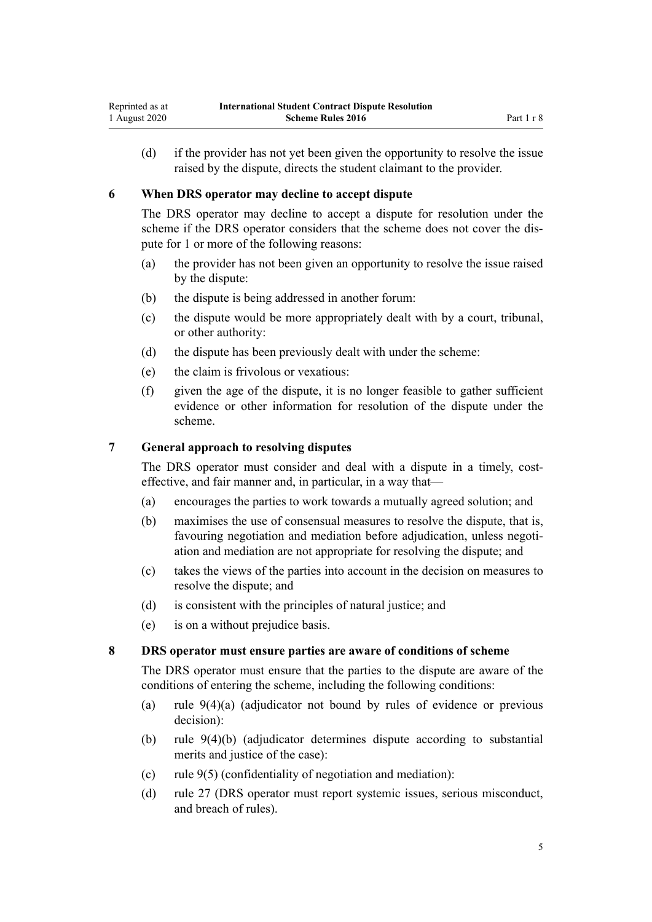(d) if the provider has not yet been given the opportunity to resolve the issue raised by the dispute, directs the student claimant to the provider.

### 6 When DRS operator may decline to accept dispute

The DRS operator may decline to accept a dispute for resolution under the scheme if the DRS operator considers that the scheme does not cover the dispute for 1 or more of the following reasons:

(a) the provider has not been given an opportunity to resolve the issue raised by the dispute:

(b) the dispute is being addressed in another forum:

(c) the dispute would be more appropriately dealt with by a court, tribunal, or other authority:

(d) the dispute has been previously dealt with under the scheme:

(e) the claim is frivolous or vexatious:

(f) given the age of the dispute, it is no longer feasible to gather sufficient evidence or other information for resolution of the dispute under the scheme.

### 7 General approach to resolving disputes

The DRS operator must consider and deal with a dispute in a timely, cost-effective, and fair manner and, in particular, in a way that—

(a) encourages the parties to work towards a mutually agreed solution; and

(b) maximises the use of consensual measures to resolve the dispute, that is, favouring negotiation and mediation before adjudication, unless negotiation and mediation are not appropriate for resolving the dispute; and

(c) takes the views of the parties into account in the decision on measures to resolve the dispute; and

(d) is consistent with the principles of natural justice; and

(e) is on a without prejudice basis.

### 8 DRS operator must ensure parties are aware of conditions of scheme

The DRS operator must ensure that the parties to the dispute are aware of the conditions of entering the scheme, including the following conditions:

(a) rule 9(4)(a) (adjudicator not bound by rules of evidence or previous decision):

(b) rule 9(4)(b) (adjudicator determines dispute according to substantial merits and justice of the case):

(c) rule 9(5) (confidentiality of negotiation and mediation):

(d) rule 27 (DRS operator must report systemic issues, serious misconduct, and breach of rules).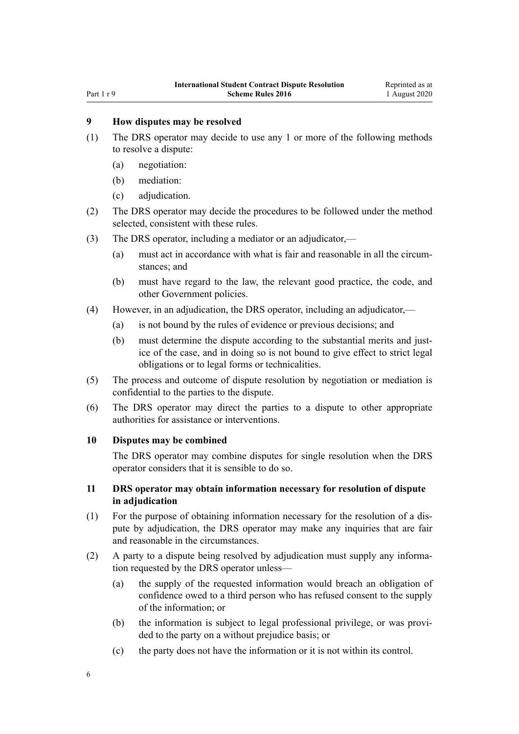### 9 How disputes may be resolved

(1) The DRS operator may decide to use any 1 or more of the following methods to resolve a dispute:

(a) negotiation:

(b) mediation:

(c) adjudication.

(2) The DRS operator may decide the procedures to be followed under the method selected, consistent with these rules.

(3) The DRS operator, including a mediator or an adjudicator,—

(a) must act in accordance with what is fair and reasonable in all the circumstances; and

(b) must have regard to the law, the relevant good practice, the code, and other Government policies.

(4) However, in an adjudication, the DRS operator, including an adjudicator,—

(a) is not bound by the rules of evidence or previous decisions; and

(b) must determine the dispute according to the substantial merits and justice of the case, and in doing so is not bound to give effect to strict legal obligations or to legal forms or technicalities.

(5) The process and outcome of dispute resolution by negotiation or mediation is confidential to the parties to the dispute.

(6) The DRS operator may direct the parties to a dispute to other appropriate authorities for assistance or interventions.

### 10 Disputes may be combined

The DRS operator may combine disputes for single resolution when the DRS operator considers that it is sensible to do so.

### 11 DRS operator may obtain information necessary for resolution of dispute in adjudication

(1) For the purpose of obtaining information necessary for the resolution of a dispute by adjudication, the DRS operator may make any inquiries that are fair and reasonable in the circumstances.

(2) A party to a dispute being resolved by adjudication must supply any information requested by the DRS operator unless—

(a) the supply of the requested information would breach an obligation of confidence owed to a third person who has refused consent to the supply of the information; or

(b) the information is subject to legal professional privilege, or was provided to the party on a without prejudice basis; or

(c) the party does not have the information or it is not within its control.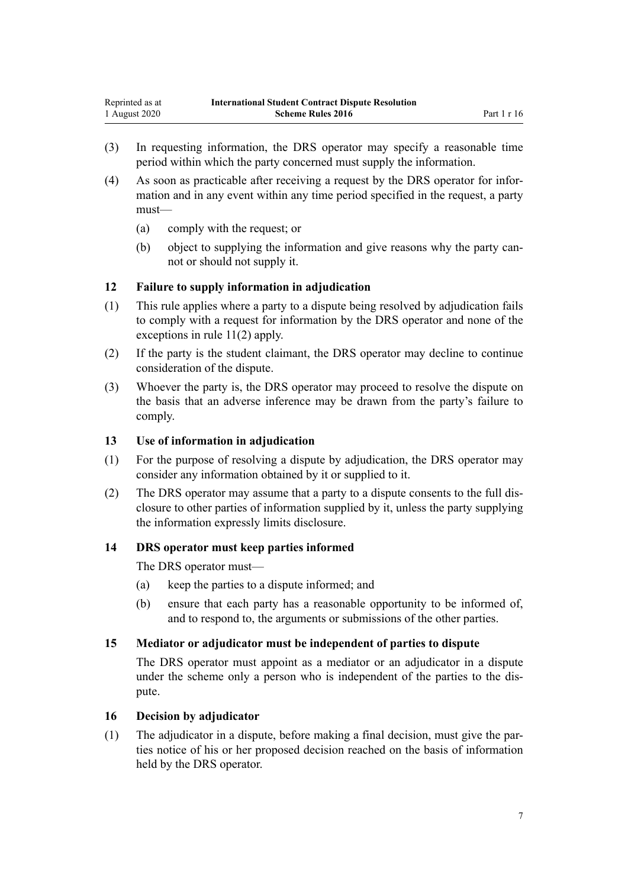(3) In requesting information, the DRS operator may specify a reasonable time period within which the party concerned must supply the information.

(4) As soon as practicable after receiving a request by the DRS operator for information and in any event within any time period specified in the request, a party must—

  (a) comply with the request; or

  (b) object to supplying the information and give reasons why the party cannot or should not supply it.

### 12 Failure to supply information in adjudication

(1) This rule applies where a party to a dispute being resolved by adjudication fails to comply with a request for information by the DRS operator and none of the exceptions in rule 11(2) apply.

(2) If the party is the student claimant, the DRS operator may decline to continue consideration of the dispute.

(3) Whoever the party is, the DRS operator may proceed to resolve the dispute on the basis that an adverse inference may be drawn from the party's failure to comply.

### 13 Use of information in adjudication

(1) For the purpose of resolving a dispute by adjudication, the DRS operator may consider any information obtained by it or supplied to it.

(2) The DRS operator may assume that a party to a dispute consents to the full disclosure to other parties of information supplied by it, unless the party supplying the information expressly limits disclosure.

### 14 DRS operator must keep parties informed

The DRS operator must—

  (a) keep the parties to a dispute informed; and

  (b) ensure that each party has a reasonable opportunity to be informed of, and to respond to, the arguments or submissions of the other parties.

### 15 Mediator or adjudicator must be independent of parties to dispute

The DRS operator must appoint as a mediator or an adjudicator in a dispute under the scheme only a person who is independent of the parties to the dispute.

### 16 Decision by adjudicator

(1) The adjudicator in a dispute, before making a final decision, must give the parties notice of his or her proposed decision reached on the basis of information held by the DRS operator.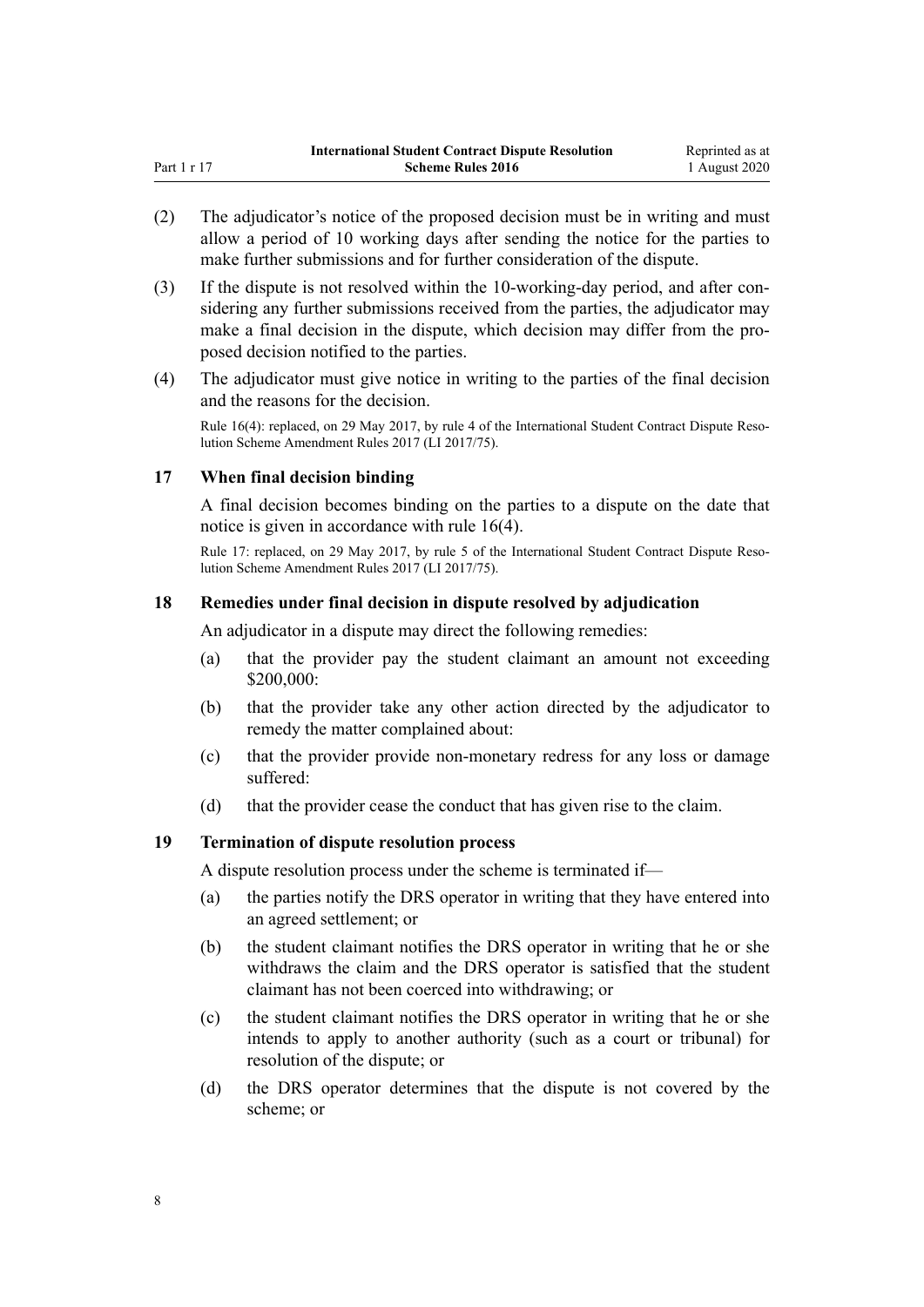(2) The adjudicator's notice of the proposed decision must be in writing and must allow a period of 10 working days after sending the notice for the parties to make further submissions and for further consideration of the dispute.

(3) If the dispute is not resolved within the 10-working-day period, and after considering any further submissions received from the parties, the adjudicator may make a final decision in the dispute, which decision may differ from the proposed decision notified to the parties.

(4) The adjudicator must give notice in writing to the parties of the final decision and the reasons for the decision.

Rule 16(4): replaced, on 29 May 2017, by rule 4 of the International Student Contract Dispute Resolution Scheme Amendment Rules 2017 (LI 2017/75).

### 17 When final decision binding

A final decision becomes binding on the parties to a dispute on the date that notice is given in accordance with rule 16(4).

Rule 17: replaced, on 29 May 2017, by rule 5 of the International Student Contract Dispute Resolution Scheme Amendment Rules 2017 (LI 2017/75).

### 18 Remedies under final decision in dispute resolved by adjudication

An adjudicator in a dispute may direct the following remedies:

(a) that the provider pay the student claimant an amount not exceeding $200,000:

(b) that the provider take any other action directed by the adjudicator to remedy the matter complained about:

(c) that the provider provide non-monetary redress for any loss or damage suffered:

(d) that the provider cease the conduct that has given rise to the claim.

### 19 Termination of dispute resolution process

A dispute resolution process under the scheme is terminated if—

(a) the parties notify the DRS operator in writing that they have entered into an agreed settlement; or

(b) the student claimant notifies the DRS operator in writing that he or she withdraws the claim and the DRS operator is satisfied that the student claimant has not been coerced into withdrawing; or

(c) the student claimant notifies the DRS operator in writing that he or she intends to apply to another authority (such as a court or tribunal) for resolution of the dispute; or

(d) the DRS operator determines that the dispute is not covered by the scheme; or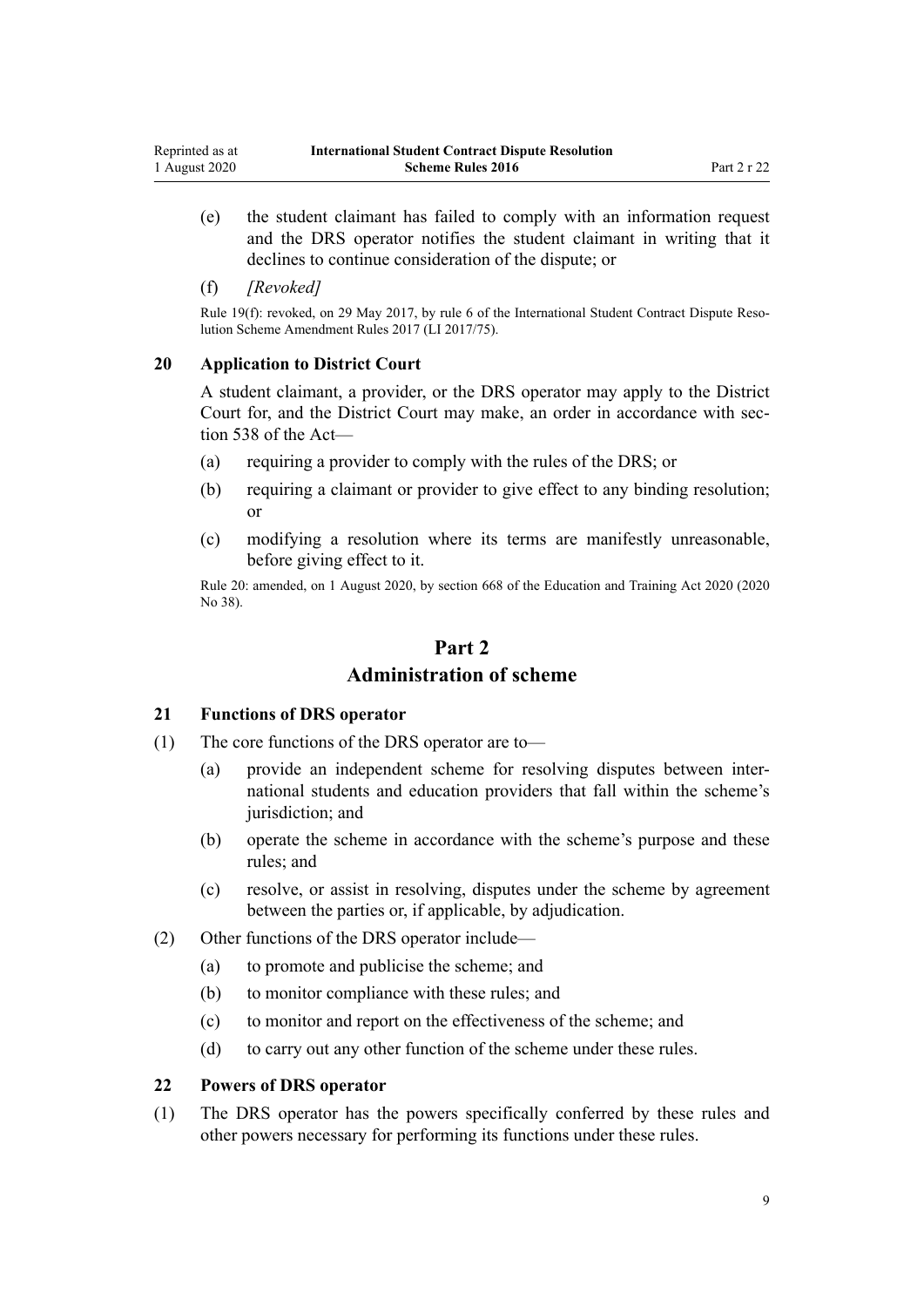(e) the student claimant has failed to comply with an information request and the DRS operator notifies the student claimant in writing that it declines to continue consideration of the dispute; or

(f) *[Revoked]*

Rule 19(f): revoked, on 29 May 2017, by rule 6 of the International Student Contract Dispute Resolution Scheme Amendment Rules 2017 (LI 2017/75).

### 20 Application to District Court

A student claimant, a provider, or the DRS operator may apply to the District Court for, and the District Court may make, an order in accordance with section 538 of the Act—

(a) requiring a provider to comply with the rules of the DRS; or

(b) requiring a claimant or provider to give effect to any binding resolution; or

(c) modifying a resolution where its terms are manifestly unreasonable, before giving effect to it.

Rule 20: amended, on 1 August 2020, by section 668 of the Education and Training Act 2020 (2020 No 38).

## Part 2
## Administration of scheme

### 21 Functions of DRS operator

(1) The core functions of the DRS operator are to—

(a) provide an independent scheme for resolving disputes between international students and education providers that fall within the scheme's jurisdiction; and

(b) operate the scheme in accordance with the scheme's purpose and these rules; and

(c) resolve, or assist in resolving, disputes under the scheme by agreement between the parties or, if applicable, by adjudication.

(2) Other functions of the DRS operator include—

(a) to promote and publicise the scheme; and

(b) to monitor compliance with these rules; and

(c) to monitor and report on the effectiveness of the scheme; and

(d) to carry out any other function of the scheme under these rules.

### 22 Powers of DRS operator

(1) The DRS operator has the powers specifically conferred by these rules and other powers necessary for performing its functions under these rules.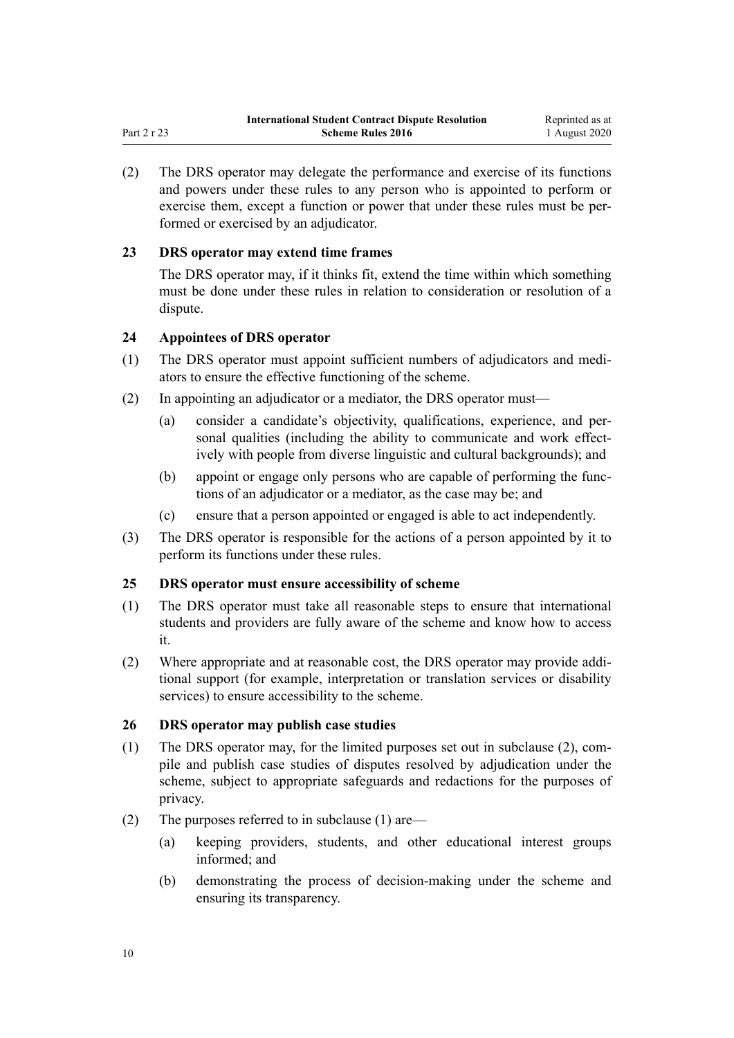(2) The DRS operator may delegate the performance and exercise of its functions and powers under these rules to any person who is appointed to perform or exercise them, except a function or power that under these rules must be performed or exercised by an adjudicator.

### 23 DRS operator may extend time frames

The DRS operator may, if it thinks fit, extend the time within which something must be done under these rules in relation to consideration or resolution of a dispute.

### 24 Appointees of DRS operator

(1) The DRS operator must appoint sufficient numbers of adjudicators and mediators to ensure the effective functioning of the scheme.

(2) In appointing an adjudicator or a mediator, the DRS operator must—

(a) consider a candidate's objectivity, qualifications, experience, and personal qualities (including the ability to communicate and work effectively with people from diverse linguistic and cultural backgrounds); and

(b) appoint or engage only persons who are capable of performing the functions of an adjudicator or a mediator, as the case may be; and

(c) ensure that a person appointed or engaged is able to act independently.

(3) The DRS operator is responsible for the actions of a person appointed by it to perform its functions under these rules.

### 25 DRS operator must ensure accessibility of scheme

(1) The DRS operator must take all reasonable steps to ensure that international students and providers are fully aware of the scheme and know how to access it.

(2) Where appropriate and at reasonable cost, the DRS operator may provide additional support (for example, interpretation or translation services or disability services) to ensure accessibility to the scheme.

### 26 DRS operator may publish case studies

(1) The DRS operator may, for the limited purposes set out in subclause (2), compile and publish case studies of disputes resolved by adjudication under the scheme, subject to appropriate safeguards and redactions for the purposes of privacy.

(2) The purposes referred to in subclause (1) are—

(a) keeping providers, students, and other educational interest groups informed; and

(b) demonstrating the process of decision-making under the scheme and ensuring its transparency.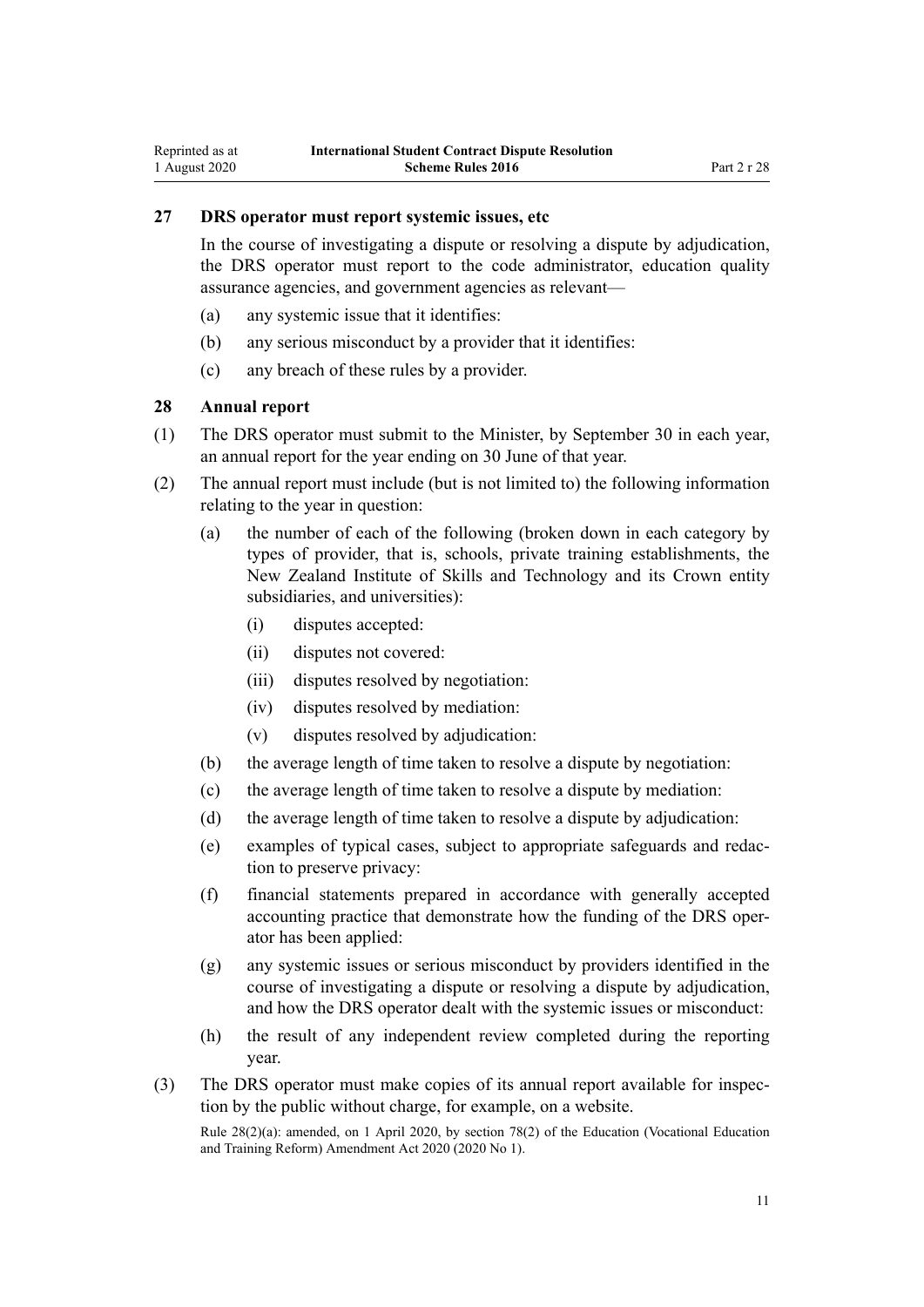### 27 DRS operator must report systemic issues, etc

In the course of investigating a dispute or resolving a dispute by adjudication, the DRS operator must report to the code administrator, education quality assurance agencies, and government agencies as relevant—

- (a) any systemic issue that it identifies:
- (b) any serious misconduct by a provider that it identifies:
- (c) any breach of these rules by a provider.

### 28 Annual report

(1) The DRS operator must submit to the Minister, by September 30 in each year, an annual report for the year ending on 30 June of that year.

(2) The annual report must include (but is not limited to) the following information relating to the year in question:

- (a) the number of each of the following (broken down in each category by types of provider, that is, schools, private training establishments, the New Zealand Institute of Skills and Technology and its Crown entity subsidiaries, and universities):
  - (i) disputes accepted:
  - (ii) disputes not covered:
  - (iii) disputes resolved by negotiation:
  - (iv) disputes resolved by mediation:
  - (v) disputes resolved by adjudication:
- (b) the average length of time taken to resolve a dispute by negotiation:
- (c) the average length of time taken to resolve a dispute by mediation:
- (d) the average length of time taken to resolve a dispute by adjudication:
- (e) examples of typical cases, subject to appropriate safeguards and redaction to preserve privacy:
- (f) financial statements prepared in accordance with generally accepted accounting practice that demonstrate how the funding of the DRS operator has been applied:
- (g) any systemic issues or serious misconduct by providers identified in the course of investigating a dispute or resolving a dispute by adjudication, and how the DRS operator dealt with the systemic issues or misconduct:
- (h) the result of any independent review completed during the reporting year.

(3) The DRS operator must make copies of its annual report available for inspection by the public without charge, for example, on a website.

Rule 28(2)(a): amended, on 1 April 2020, by section 78(2) of the Education (Vocational Education and Training Reform) Amendment Act 2020 (2020 No 1).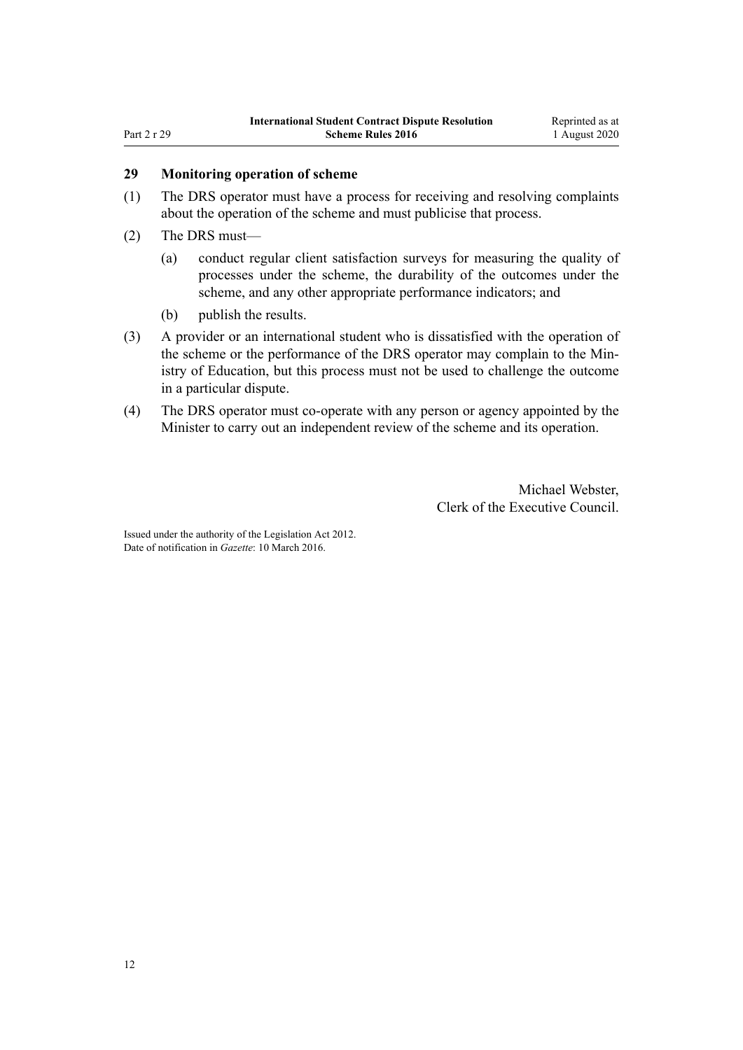### 29 Monitoring operation of scheme

(1) The DRS operator must have a process for receiving and resolving complaints about the operation of the scheme and must publicise that process.

(2) The DRS must—

(a) conduct regular client satisfaction surveys for measuring the quality of processes under the scheme, the durability of the outcomes under the scheme, and any other appropriate performance indicators; and

(b) publish the results.

(3) A provider or an international student who is dissatisfied with the operation of the scheme or the performance of the DRS operator may complain to the Ministry of Education, but this process must not be used to challenge the outcome in a particular dispute.

(4) The DRS operator must co-operate with any person or agency appointed by the Minister to carry out an independent review of the scheme and its operation.

Michael Webster,
Clerk of the Executive Council.

Issued under the authority of the Legislation Act 2012.
Date of notification in *Gazette*: 10 March 2016.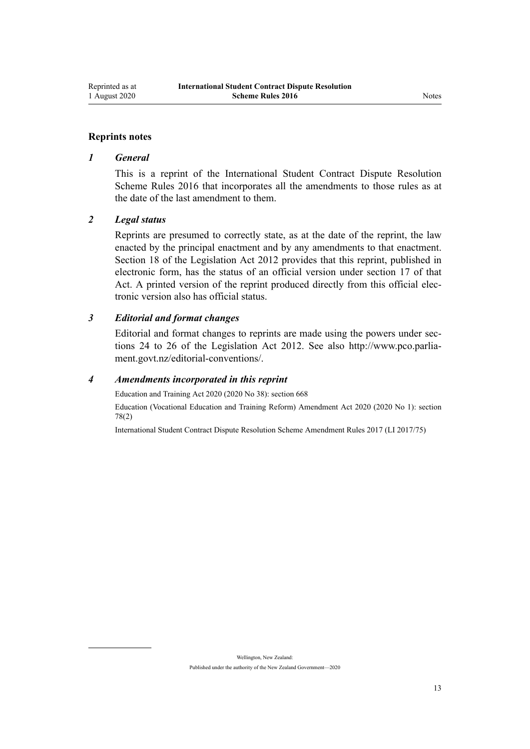## Reprints notes

### *1 General*

This is a reprint of the International Student Contract Dispute Resolution Scheme Rules 2016 that incorporates all the amendments to those rules as at the date of the last amendment to them.

### *2 Legal status*

Reprints are presumed to correctly state, as at the date of the reprint, the law enacted by the principal enactment and by any amendments to that enactment. Section 18 of the Legislation Act 2012 provides that this reprint, published in electronic form, has the status of an official version under section 17 of that Act. A printed version of the reprint produced directly from this official electronic version also has official status.

### *3 Editorial and format changes*

Editorial and format changes to reprints are made using the powers under sections 24 to 26 of the Legislation Act 2012. See also http://www.pco.parliament.govt.nz/editorial-conventions/.

### *4 Amendments incorporated in this reprint*

Education and Training Act 2020 (2020 No 38): section 668

Education (Vocational Education and Training Reform) Amendment Act 2020 (2020 No 1): section 78(2)

International Student Contract Dispute Resolution Scheme Amendment Rules 2017 (LI 2017/75)

Wellington, New Zealand:

Published under the authority of the New Zealand Government—2020